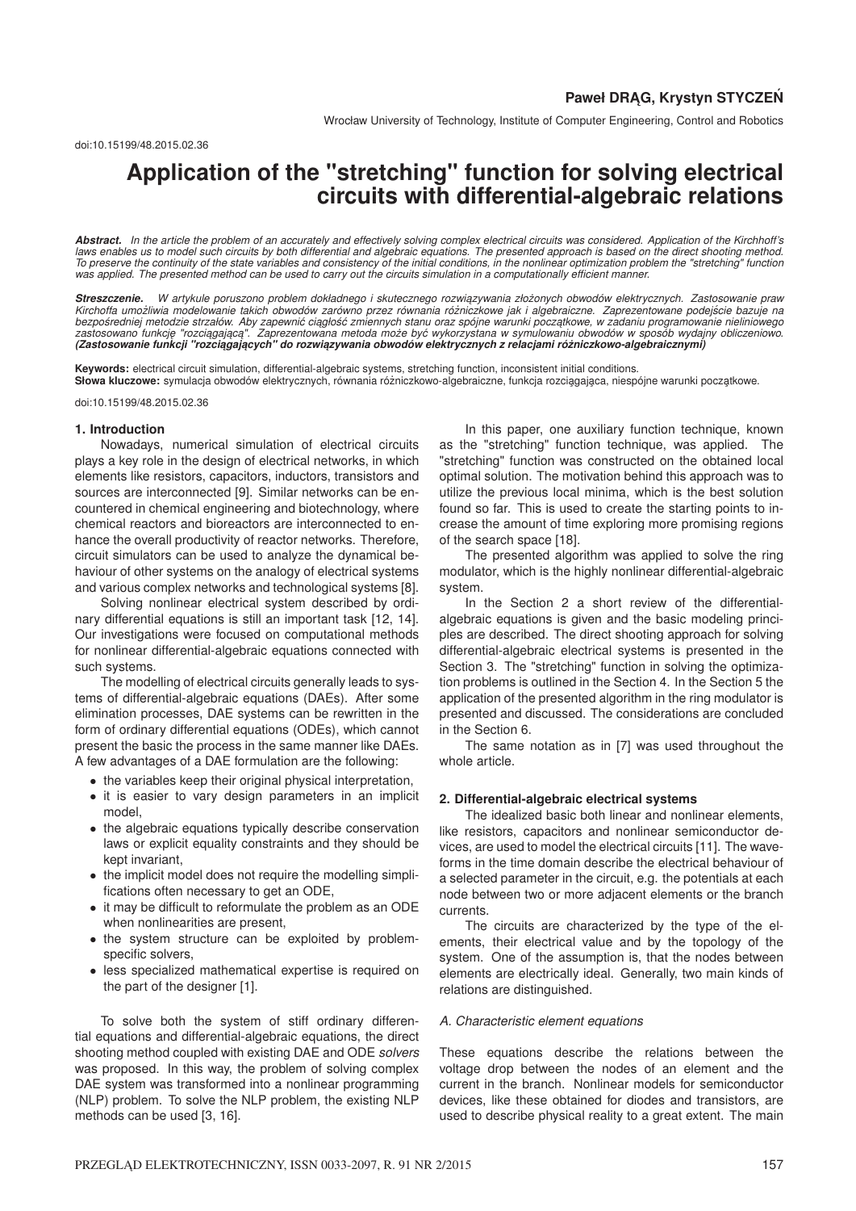**Paweł DRĄG, Krystyn STYCZEŃ**

Wrocław University of Technology, Institute of Computer Engineering, Control and Robotics

doi:10.15199/48.2015.02.36

# Application of the "stretching" function for solving electrical circuits with differential-algebraic relations

***Abstract.*** *In the article the problem of an accurately and effectively solving complex electrical circuits was considered. Application of the Kirchhoff's laws enables us to model such circuits by both differential and algebraic equations. The presented approach is based on the direct shooting method. To preserve the continuity of the state variables and consistency of the initial conditions, in the nonlinear optimization problem the "stretching" function was applied. The presented method can be used to carry out the circuits simulation in a computationally efficient manner.*

***Streszczenie.*** *W artykule poruszono problem dokładnego i skutecznego rozwiązywania złożonych obwodów elektrycznych. Zastosowanie praw Kirchoffa umożliwia modelowanie takich obwodów zarówno przez równania różniczkowe jak i algebraiczne. Zaprezentowane podejście bazuje na bezpośredniej metodzie strzałów. Aby zapewnić ciągłość zmiennych stanu oraz spójne warunki początkowe, w zadaniu programowanie nieliniowego zastosowano funkcję "rozciągającą". Zaprezentowana metoda może być wykorzystana w symulowaniu obwodów w sposób wydajny obliczeniowo.* ***(Zastosowanie funkcji "rozciągających" do rozwiązywania obwodów elektrycznych z relacjami różniczkowo-algebraicznymi)***

**Keywords:** electrical circuit simulation, differential-algebraic systems, stretching function, inconsistent initial conditions.
**Słowa kluczowe:** symulacja obwodów elektrycznych, równania różniczkowo-algebraiczne, funkcja rozciągająca, niespójne warunki początkowe.

doi:10.15199/48.2015.02.36

## 1. Introduction

Nowadays, numerical simulation of electrical circuits plays a key role in the design of electrical networks, in which elements like resistors, capacitors, inductors, transistors and sources are interconnected [9]. Similar networks can be encountered in chemical engineering and biotechnology, where chemical reactors and bioreactors are interconnected to enhance the overall productivity of reactor networks. Therefore, circuit simulators can be used to analyze the dynamical behaviour of other systems on the analogy of electrical systems and various complex networks and technological systems [8].

Solving nonlinear electrical system described by ordinary differential equations is still an important task [12, 14]. Our investigations were focused on computational methods for nonlinear differential-algebraic equations connected with such systems.

The modelling of electrical circuits generally leads to systems of differential-algebraic equations (DAEs). After some elimination processes, DAE systems can be rewritten in the form of ordinary differential equations (ODEs), which cannot present the basic the process in the same manner like DAEs. A few advantages of a DAE formulation are the following:

- the variables keep their original physical interpretation,
- it is easier to vary design parameters in an implicit model,
- the algebraic equations typically describe conservation laws or explicit equality constraints and they should be kept invariant,
- the implicit model does not require the modelling simplifications often necessary to get an ODE,
- it may be difficult to reformulate the problem as an ODE when nonlinearities are present,
- the system structure can be exploited by problem-specific solvers,
- less specialized mathematical expertise is required on the part of the designer [1].

To solve both the system of stiff ordinary differential equations and differential-algebraic equations, the direct shooting method coupled with existing DAE and ODE *solvers* was proposed. In this way, the problem of solving complex DAE system was transformed into a nonlinear programming (NLP) problem. To solve the NLP problem, the existing NLP methods can be used [3, 16].

In this paper, one auxiliary function technique, known as the "stretching" function technique, was applied. The "stretching" function was constructed on the obtained local optimal solution. The motivation behind this approach was to utilize the previous local minima, which is the best solution found so far. This is used to create the starting points to increase the amount of time exploring more promising regions of the search space [18].

The presented algorithm was applied to solve the ring modulator, which is the highly nonlinear differential-algebraic system.

In the Section 2 a short review of the differential-algebraic equations is given and the basic modeling principles are described. The direct shooting approach for solving differential-algebraic electrical systems is presented in the Section 3. The "stretching" function in solving the optimization problems is outlined in the Section 4. In the Section 5 the application of the presented algorithm in the ring modulator is presented and discussed. The considerations are concluded in the Section 6.

The same notation as in [7] was used throughout the whole article.

## 2. Differential-algebraic electrical systems

The idealized basic both linear and nonlinear elements, like resistors, capacitors and nonlinear semiconductor devices, are used to model the electrical circuits [11]. The waveforms in the time domain describe the electrical behaviour of a selected parameter in the circuit, e.g. the potentials at each node between two or more adjacent elements or the branch currents.

The circuits are characterized by the type of the elements, their electrical value and by the topology of the system. One of the assumption is, that the nodes between elements are electrically ideal. Generally, two main kinds of relations are distinguished.

### *A. Characteristic element equations*

These equations describe the relations between the voltage drop between the nodes of an element and the current in the branch. Nonlinear models for semiconductor devices, like these obtained for diodes and transistors, are used to describe physical reality to a great extent. The main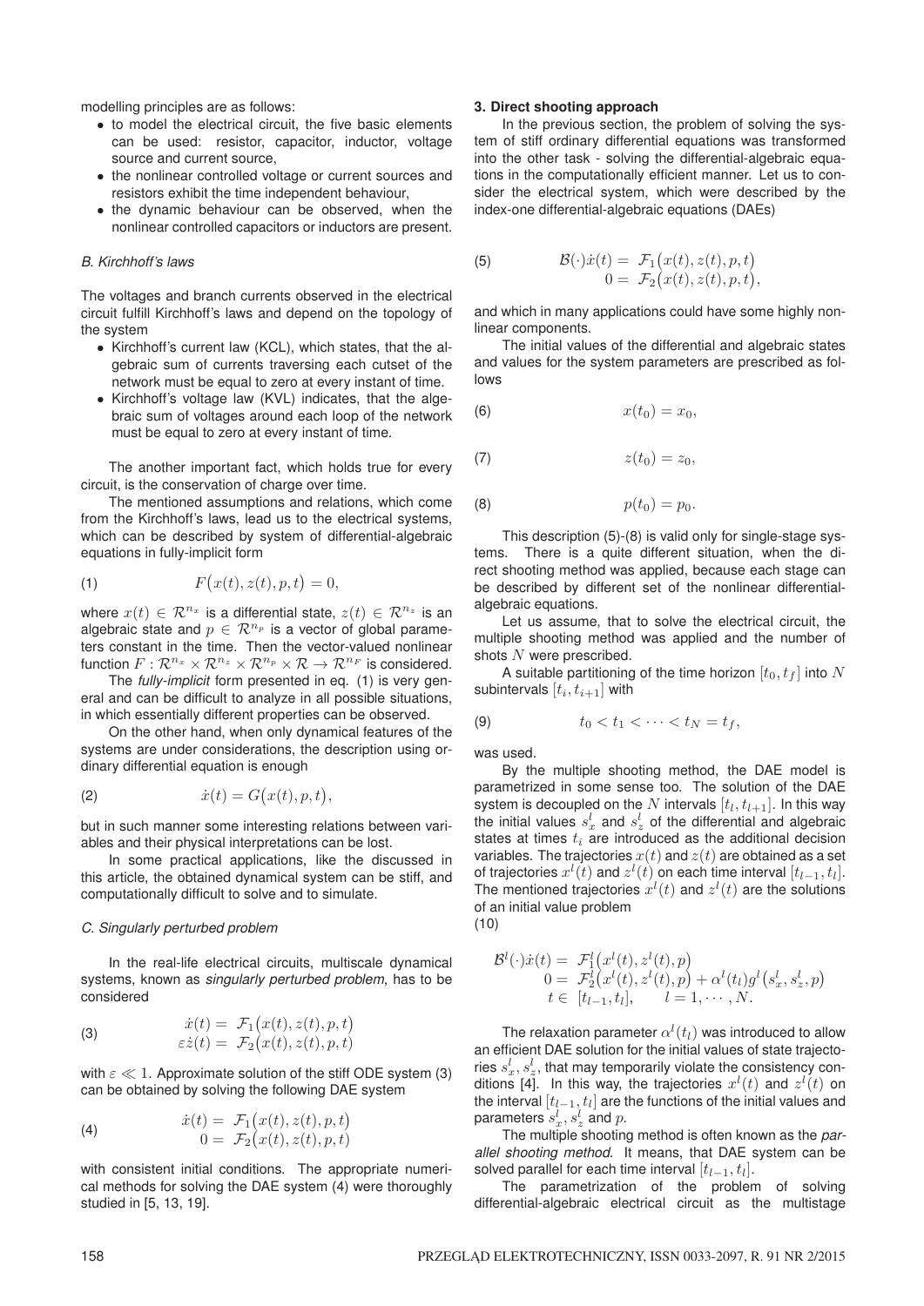modelling principles are as follows:

- to model the electrical circuit, the five basic elements can be used: resistor, capacitor, inductor, voltage source and current source,
- the nonlinear controlled voltage or current sources and resistors exhibit the time independent behaviour,
- the dynamic behaviour can be observed, when the nonlinear controlled capacitors or inductors are present.

### *B. Kirchhoff's laws*

The voltages and branch currents observed in the electrical circuit fulfill Kirchhoff's laws and depend on the topology of the system

- Kirchhoff's current law (KCL), which states, that the algebraic sum of currents traversing each cutset of the network must be equal to zero at every instant of time.
- Kirchhoff's voltage law (KVL) indicates, that the algebraic sum of voltages around each loop of the network must be equal to zero at every instant of time.

The another important fact, which holds true for every circuit, is the conservation of charge over time.

The mentioned assumptions and relations, which come from the Kirchhoff's laws, lead us to the electrical systems, which can be described by system of differential-algebraic equations in fully-implicit form

$$F\big(x(t), z(t), p, t\big) = 0, \tag{1}$$

where $x(t) \in \mathcal{R}^{n_x}$ is a differential state, $z(t) \in \mathcal{R}^{n_z}$ is an algebraic state and $p \in \mathcal{R}^{n_p}$ is a vector of global parameters constant in the time. Then the vector-valued nonlinear function $F : \mathcal{R}^{n_x} \times \mathcal{R}^{n_z} \times \mathcal{R}^{n_p} \times \mathcal{R} \rightarrow \mathcal{R}^{n_F}$ is considered.

The *fully-implicit* form presented in eq. (1) is very general and can be difficult to analyze in all possible situations, in which essentially different properties can be observed.

On the other hand, when only dynamical features of the systems are under considerations, the description using ordinary differential equation is enough

$$\dot{x}(t) = G\big(x(t), p, t\big), \tag{2}$$

but in such manner some interesting relations between variables and their physical interpretations can be lost.

In some practical applications, like the discussed in this article, the obtained dynamical system can be stiff, and computationally difficult to solve and to simulate.

### *C. Singularly perturbed problem*

In the real-life electrical circuits, multiscale dynamical systems, known as *singularly perturbed problem*, has to be considered

$$\begin{aligned} \dot{x}(t) &= \mathcal{F}_1\big(x(t), z(t), p, t\big) \\ \varepsilon \dot{z}(t) &= \mathcal{F}_2\big(x(t), z(t), p, t\big) \end{aligned} \tag{3}$$

with $\varepsilon \ll 1$. Approximate solution of the stiff ODE system (3) can be obtained by solving the following DAE system

$$\begin{aligned} \dot{x}(t) &= \mathcal{F}_1\big(x(t), z(t), p, t\big) \\ 0 &= \mathcal{F}_2\big(x(t), z(t), p, t\big) \end{aligned} \tag{4}$$

with consistent initial conditions. The appropriate numerical methods for solving the DAE system (4) were thoroughly studied in [5, 13, 19].

## 3. Direct shooting approach

In the previous section, the problem of solving the system of stiff ordinary differential equations was transformed into the other task - solving the differential-algebraic equations in the computationally efficient manner. Let us to consider the electrical system, which were described by the index-one differential-algebraic equations (DAEs)

$$\begin{aligned} \mathcal{B}(\cdot)\dot{x}(t) &= \mathcal{F}_1\big(x(t), z(t), p, t\big) \\ 0 &= \mathcal{F}_2\big(x(t), z(t), p, t\big), \end{aligned} \tag{5}$$

and which in many applications could have some highly nonlinear components.

The initial values of the differential and algebraic states and values for the system parameters are prescribed as follows

$$x(t_0) = x_0, \tag{6}$$

$$z(t_0) = z_0, \tag{7}$$

$$p(t_0) = p_0. \tag{8}$$

This description (5)-(8) is valid only for single-stage systems. There is a quite different situation, when the direct shooting method was applied, because each stage can be described by different set of the nonlinear differential-algebraic equations.

Let us assume, that to solve the electrical circuit, the multiple shooting method was applied and the number of shots $N$ were prescribed.

A suitable partitioning of the time horizon $[t_0, t_f]$ into $N$ subintervals $[t_i, t_{i+1}]$ with

$$t_0 < t_1 < \cdots < t_N = t_f, \tag{9}$$

was used.

By the multiple shooting method, the DAE model is parametrized in some sense too. The solution of the DAE system is decoupled on the $N$ intervals $[t_l, t_{l+1}]$. In this way the initial values $s_x^l$ and $s_z^l$ of the differential and algebraic states at times $t_i$ are introduced as the additional decision variables. The trajectories $x(t)$ and $z(t)$ are obtained as a set of trajectories $x^l(t)$ and $z^l(t)$ on each time interval $[t_{l-1}, t_l]$. The mentioned trajectories $x^l(t)$ and $z^l(t)$ are the solutions of an initial value problem

(10)

$$\begin{aligned} \mathcal{B}^l(\cdot)\dot{x}(t) &= \mathcal{F}_1^l\big(x^l(t), z^l(t), p\big) \\ 0 &= \mathcal{F}_2^l\big(x^l(t), z^l(t), p\big) + \alpha^l(t_l) g^l\big(s_x^l, s_z^l, p\big) \\ t &\in [t_{l-1}, t_l], \qquad l = 1, \cdots, N. \end{aligned}$$

The relaxation parameter $\alpha^l(t_l)$ was introduced to allow an efficient DAE solution for the initial values of state trajectories $s_x^l, s_z^l$, that may temporarily violate the consistency conditions [4]. In this way, the trajectories $x^l(t)$ and $z^l(t)$ on the interval $[t_{l-1}, t_l]$ are the functions of the initial values and parameters $s_x^l, s_z^l$ and $p$.

The multiple shooting method is often known as the *parallel shooting method*. It means, that DAE system can be solved parallel for each time interval $[t_{l-1}, t_l]$.

The parametrization of the problem of solving differential-algebraic electrical circuit as the multistage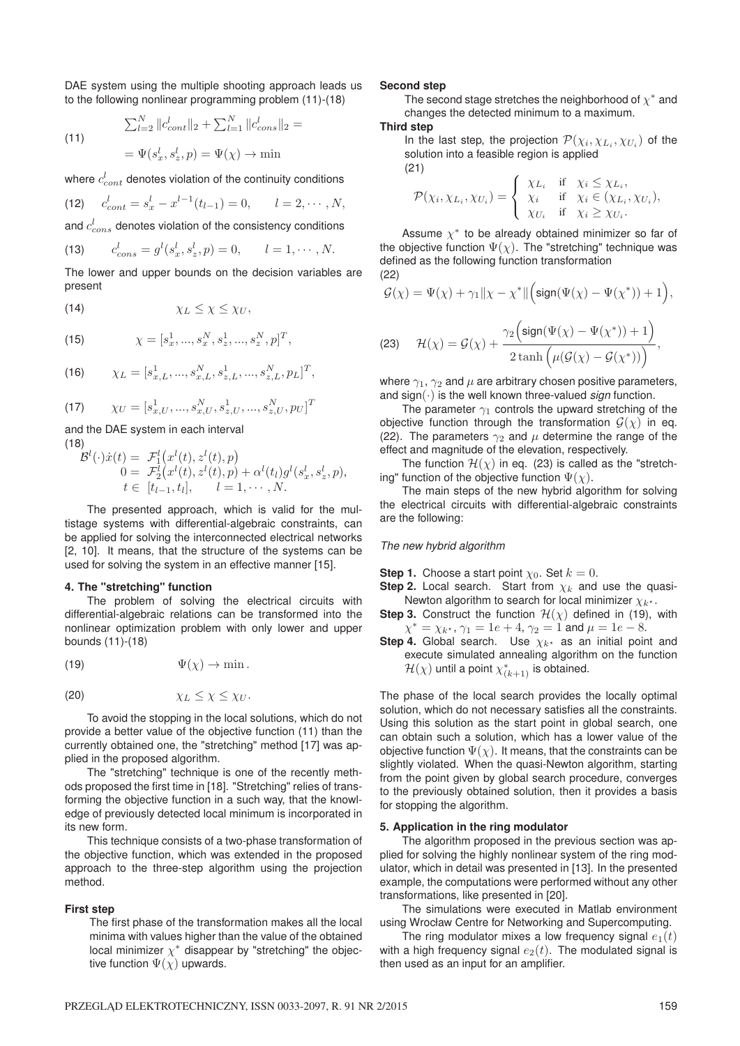DAE system using the multiple shooting approach leads us to the following nonlinear programming problem (11)-(18)

$$\sum_{l=2}^{N} \|c_{cont}^{l}\|_2 + \sum_{l=1}^{N} \|c_{cons}^{l}\|_2 = \tag{11}$$

$$= \Psi(s_x^l, s_z^l, p) = \Psi(\chi) \to \min$$

where $c_{cont}^{l}$ denotes violation of the continuity conditions

$$c_{cont}^{l} = s_x^l - x^{l-1}(t_{l-1}) = 0, \qquad l = 2, \cdots, N, \tag{12}$$

and $c_{cons}^{l}$ denotes violation of the consistency conditions

$$c_{cons}^{l} = g^l(s_x^l, s_z^l, p) = 0, \qquad l = 1, \cdots, N. \tag{13}$$

The lower and upper bounds on the decision variables are present

$$\chi_L \leq \chi \leq \chi_U, \tag{14}$$

$$\chi = [s_x^1, ..., s_x^N, s_z^1, ..., s_z^N, p]^T, \tag{15}$$

$$\chi_L = [s_{x,L}^1, ..., s_{x,L}^N, s_{z,L}^1, ..., s_{z,L}^N, p_L]^T, \tag{16}$$

$$\chi_U = [s_{x,U}^1, ..., s_{x,U}^N, s_{z,U}^1, ..., s_{z,U}^N, p_U]^T \tag{17}$$

and the DAE system in each interval

$$\begin{aligned} \mathcal{B}^l(\cdot)\dot{x}(t) &= \mathcal{F}_1^l\big(x^l(t), z^l(t), p\big) \\ 0 &= \mathcal{F}_2^l\big(x^l(t), z^l(t), p\big) + \alpha^l(t_l) g^l(s_x^l, s_z^l, p), \\ t &\in [t_{l-1}, t_l], \qquad l = 1, \cdots, N. \end{aligned} \tag{18}$$

The presented approach, which is valid for the multistage systems with differential-algebraic constraints, can be applied for solving the interconnected electrical networks [2, 10]. It means, that the structure of the systems can be used for solving the system in an effective manner [15].

#### 4. The "stretching" function

The problem of solving the electrical circuits with differential-algebraic relations can be transformed into the nonlinear optimization problem with only lower and upper bounds (11)-(18)

$$\Psi(\chi) \to \min. \tag{19}$$

$$\chi_L \leq \chi \leq \chi_U. \tag{20}$$

To avoid the stopping in the local solutions, which do not provide a better value of the objective function (11) than the currently obtained one, the "stretching" method [17] was applied in the proposed algorithm.

The "stretching" technique is one of the recently methods proposed the first time in [18]. "Stretching" relies of transforming the objective function in a such way, that the knowledge of previously detected local minimum is incorporated in its new form.

This technique consists of a two-phase transformation of the objective function, which was extended in the proposed approach to the three-step algorithm using the projection method.

**First step**

The first phase of the transformation makes all the local minima with values higher than the value of the obtained local minimizer $\chi^*$ disappear by "stretching" the objective function $\Psi(\chi)$ upwards.

**Second step**

The second stage stretches the neighborhood of $\chi^*$ and changes the detected minimum to a maximum.

**Third step**

In the last step, the projection $\mathcal{P}(\chi_i, \chi_{L_i}, \chi_{U_i})$ of the solution into a feasible region is applied

$$\mathcal{P}(\chi_i, \chi_{L_i}, \chi_{U_i}) = \begin{cases} \chi_{L_i} & \text{if} \quad \chi_i \leq \chi_{L_i}, \\ \chi_i & \text{if} \quad \chi_i \in (\chi_{L_i}, \chi_{U_i}), \\ \chi_{U_i} & \text{if} \quad \chi_i \geq \chi_{U_i}. \end{cases} \tag{21}$$

Assume $\chi^*$ to be already obtained minimizer so far of the objective function $\Psi(\chi)$. The "stretching" technique was defined as the following function transformation

$$\mathcal{G}(\chi) = \Psi(\chi) + \gamma_1 \|\chi - \chi^*\| \Big(\text{sign}(\Psi(\chi) - \Psi(\chi^*)) + 1\Big), \tag{22}$$

$$\mathcal{H}(\chi) = \mathcal{G}(\chi) + \frac{\gamma_2 \Big(\text{sign}(\Psi(\chi) - \Psi(\chi^*)) + 1\Big)}{2 \tanh\Big(\mu(\mathcal{G}(\chi) - \mathcal{G}(\chi^*))\Big)}, \tag{23}$$

where $\gamma_1$, $\gamma_2$ and $\mu$ are arbitrary chosen positive parameters, and $\text{sign}(\cdot)$ is the well known three-valued *sign* function.

The parameter $\gamma_1$ controls the upward stretching of the objective function through the transformation $\mathcal{G}(\chi)$ in eq. (22). The parameters $\gamma_2$ and $\mu$ determine the range of the effect and magnitude of the elevation, respectively.

The function $\mathcal{H}(\chi)$ in eq. (23) is called as the "stretching" function of the objective function $\Psi(\chi)$.

The main steps of the new hybrid algorithm for solving the electrical circuits with differential-algebraic constraints are the following:

*The new hybrid algorithm*

**Step 1.** Choose a start point $\chi_0$. Set $k = 0$.

**Step 2.** Local search. Start from $\chi_k$ and use the quasi-Newton algorithm to search for local minimizer $\chi_{k^*}$.

**Step 3.** Construct the function $\mathcal{H}(\chi)$ defined in (19), with $\chi^* = \chi_{k^*}$, $\gamma_1 = 1e+4$, $\gamma_2 = 1$ and $\mu = 1e-8$.

**Step 4.** Global search. Use $\chi_{k^*}$ as an initial point and execute simulated annealing algorithm on the function $\mathcal{H}(\chi)$ until a point $\chi^*_{(k+1)}$ is obtained.

The phase of the local search provides the locally optimal solution, which do not necessary satisfies all the constraints. Using this solution as the start point in global search, one can obtain such a solution, which has a lower value of the objective function $\Psi(\chi)$. It means, that the constraints can be slightly violated. When the quasi-Newton algorithm, starting from the point given by global search procedure, converges to the previously obtained solution, then it provides a basis for stopping the algorithm.

#### 5. Application in the ring modulator

The algorithm proposed in the previous section was applied for solving the highly nonlinear system of the ring modulator, which in detail was presented in [13]. In the presented example, the computations were performed without any other transformations, like presented in [20].

The simulations were executed in Matlab environment using Wrocław Centre for Networking and Supercomputing.

The ring modulator mixes a low frequency signal $e_1(t)$ with a high frequency signal $e_2(t)$. The modulated signal is then used as an input for an amplifier.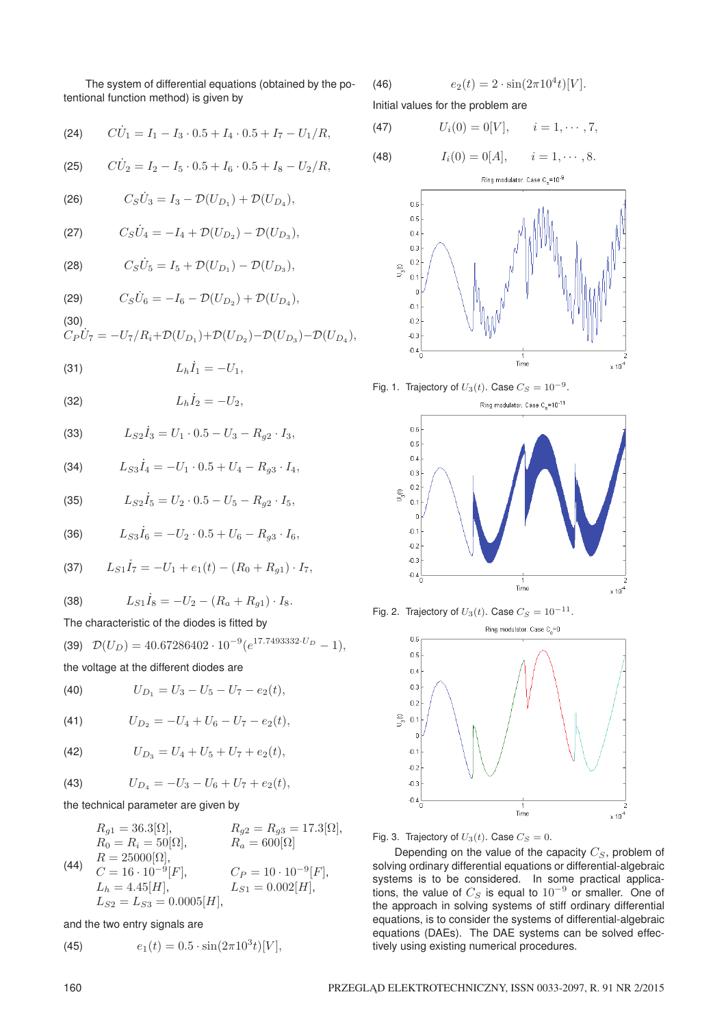The system of differential equations (obtained by the potentional function method) is given by

$$C\dot{U}_1 = I_1 - I_3 \cdot 0.5 + I_4 \cdot 0.5 + I_7 - U_1/R, \tag{24}$$

$$C\dot{U}_2 = I_2 - I_5 \cdot 0.5 + I_6 \cdot 0.5 + I_8 - U_2/R, \tag{25}$$

$$C_S\dot{U}_3 = I_3 - \mathcal{D}(U_{D_1}) + \mathcal{D}(U_{D_4}), \tag{26}$$

$$C_S\dot{U}_4 = -I_4 + \mathcal{D}(U_{D_2}) - \mathcal{D}(U_{D_3}), \tag{27}$$

$$C_S\dot{U}_5 = I_5 + \mathcal{D}(U_{D_1}) - \mathcal{D}(U_{D_3}), \tag{28}$$

$$C_S\dot{U}_6 = -I_6 - \mathcal{D}(U_{D_2}) + \mathcal{D}(U_{D_4}), \tag{29}$$

$$C_P\dot{U}_7 = -U_7/R_i + \mathcal{D}(U_{D_1}) + \mathcal{D}(U_{D_2}) - \mathcal{D}(U_{D_3}) - \mathcal{D}(U_{D_4}), \tag{30}$$

$$L_h\dot{I}_1 = -U_1, \tag{31}$$

$$L_h\dot{I}_2 = -U_2, \tag{32}$$

$$L_{S2}\dot{I}_3 = U_1 \cdot 0.5 - U_3 - R_{g2} \cdot I_3, \tag{33}$$

$$L_{S3}\dot{I}_4 = -U_1 \cdot 0.5 + U_4 - R_{g3} \cdot I_4, \tag{34}$$

$$L_{S2}\dot{I}_5 = U_2 \cdot 0.5 - U_5 - R_{g2} \cdot I_5, \tag{35}$$

$$L_{S3}\dot{I}_6 = -U_2 \cdot 0.5 + U_6 - R_{g3} \cdot I_6, \tag{36}$$

$$L_{S1}\dot{I}_7 = -U_1 + e_1(t) - (R_0 + R_{g1}) \cdot I_7, \tag{37}$$

$$L_{S1}\dot{I}_8 = -U_2 - (R_a + R_{g1}) \cdot I_8. \tag{38}$$

The characteristic of the diodes is fitted by

$$\mathcal{D}(U_D) = 40.67286402 \cdot 10^{-9}(e^{17.7493332 \cdot U_D} - 1), \tag{39}$$

the voltage at the different diodes are

$$U_{D_1} = U_3 - U_5 - U_7 - e_2(t), \tag{40}$$

$$U_{D_2} = -U_4 + U_6 - U_7 - e_2(t), \tag{41}$$

$$U_{D_3} = U_4 + U_5 + U_7 + e_2(t), \tag{42}$$

$$U_{D_4} = -U_3 - U_6 + U_7 + e_2(t), \tag{43}$$

the technical parameter are given by

$$\begin{array}{ll} R_{g1} = 36.3[\Omega], & R_{g2} = R_{g3} = 17.3[\Omega], \\ R_0 = R_i = 50[\Omega], & R_a = 600[\Omega] \\ R = 25000[\Omega], & \\ C = 16 \cdot 10^{-9}[F], & C_P = 10 \cdot 10^{-9}[F], \\ L_h = 4.45[H], & L_{S1} = 0.002[H], \\ L_{S2} = L_{S3} = 0.0005[H], & \end{array} \tag{44}$$

and the two entry signals are

$$e_1(t) = 0.5 \cdot \sin(2\pi 10^3 t)[V], \tag{45}$$

$$e_2(t) = 2 \cdot \sin(2\pi 10^4 t)[V]. \tag{46}$$

Initial values for the problem are

$$U_i(0) = 0[V], \qquad i = 1, \cdots, 7, \tag{47}$$

$$I_i(0) = 0[A], \qquad i = 1, \cdots, 8. \tag{48}$$

Fig. 1. Trajectory of $U_3(t)$. Case $C_S = 10^{-9}$.

Fig. 2. Trajectory of $U_3(t)$. Case $C_S = 10^{-11}$.

Fig. 3. Trajectory of $U_3(t)$. Case $C_S = 0$.

Depending on the value of the capacity $C_S$, problem of solving ordinary differential equations or differential-algebraic systems is to be considered. In some practical applications, the value of $C_S$ is equal to $10^{-9}$ or smaller. One of the approach in solving systems of stiff ordinary differential equations, is to consider the systems of differential-algebraic equations (DAEs). The DAE systems can be solved effectively using existing numerical procedures.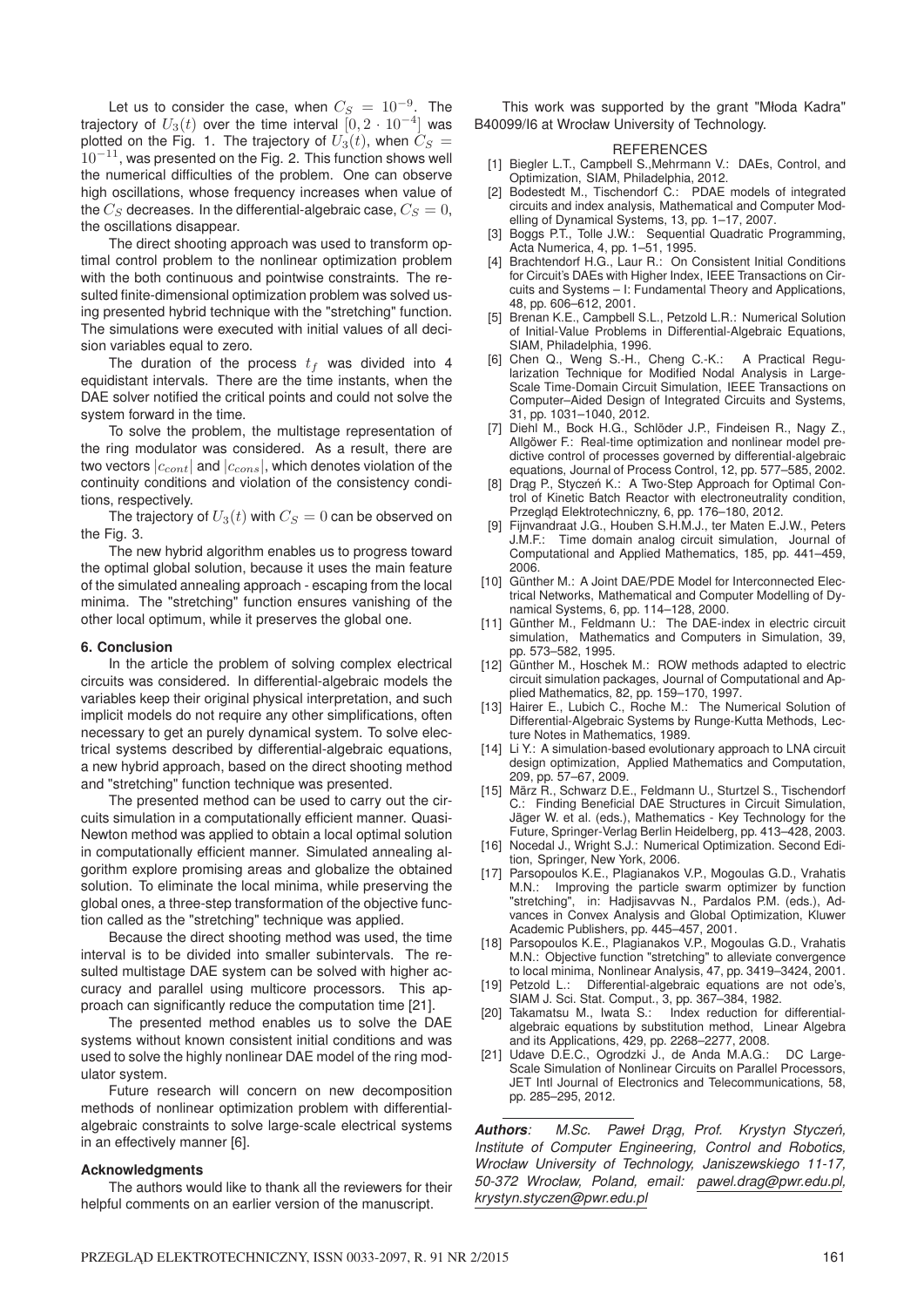Let us to consider the case, when $C_S = 10^{-9}$. The trajectory of $U_3(t)$ over the time interval $[0, 2 \cdot 10^{-4}]$ was plotted on the Fig. 1. The trajectory of $U_3(t)$, when $C_S = 10^{-11}$, was presented on the Fig. 2. This function shows well the numerical difficulties of the problem. One can observe high oscillations, whose frequency increases when value of the $C_S$ decreases. In the differential-algebraic case, $C_S = 0$, the oscillations disappear.

The direct shooting approach was used to transform optimal control problem to the nonlinear optimization problem with the both continuous and pointwise constraints. The resulted finite-dimensional optimization problem was solved using presented hybrid technique with the "stretching" function. The simulations were executed with initial values of all decision variables equal to zero.

The duration of the process $t_f$ was divided into 4 equidistant intervals. There are the time instants, when the DAE solver notified the critical points and could not solve the system forward in the time.

To solve the problem, the multistage representation of the ring modulator was considered. As a result, there are two vectors $|c_{cont}|$ and $|c_{cons}|$, which denotes violation of the continuity conditions and violation of the consistency conditions, respectively.

The trajectory of $U_3(t)$ with $C_S = 0$ can be observed on the Fig. 3.

The new hybrid algorithm enables us to progress toward the optimal global solution, because it uses the main feature of the simulated annealing approach - escaping from the local minima. The "stretching" function ensures vanishing of the other local optimum, while it preserves the global one.

### 6. Conclusion

In the article the problem of solving complex electrical circuits was considered. In differential-algebraic models the variables keep their original physical interpretation, and such implicit models do not require any other simplifications, often necessary to get an purely dynamical system. To solve electrical systems described by differential-algebraic equations, a new hybrid approach, based on the direct shooting method and "stretching" function technique was presented.

The presented method can be used to carry out the circuits simulation in a computationally efficient manner. Quasi-Newton method was applied to obtain a local optimal solution in computationally efficient manner. Simulated annealing algorithm explore promising areas and globalize the obtained solution. To eliminate the local minima, while preserving the global ones, a three-step transformation of the objective function called as the "stretching" technique was applied.

Because the direct shooting method was used, the time interval is to be divided into smaller subintervals. The resulted multistage DAE system can be solved with higher accuracy and parallel using multicore processors. This approach can significantly reduce the computation time [21].

The presented method enables us to solve the DAE systems without known consistent initial conditions and was used to solve the highly nonlinear DAE model of the ring modulator system.

Future research will concern on new decomposition methods of nonlinear optimization problem with differential-algebraic constraints to solve large-scale electrical systems in an effectively manner [6].

### Acknowledgments

The authors would like to thank all the reviewers for their helpful comments on an earlier version of the manuscript.

This work was supported by the grant "Młoda Kadra" B40099/I6 at Wrocław University of Technology.

### REFERENCES

[1] Biegler L.T., Campbell S.,Mehrmann V.: DAEs, Control, and Optimization, SIAM, Philadelphia, 2012.

[2] Bodestedt M., Tischendorf C.: PDAE models of integrated circuits and index analysis, Mathematical and Computer Modelling of Dynamical Systems, 13, pp. 1–17, 2007.

[3] Boggs P.T., Tolle J.W.: Sequential Quadratic Programming, Acta Numerica, 4, pp. 1–51, 1995.

[4] Brachtendorf H.G., Laur R.: On Consistent Initial Conditions for Circuit's DAEs with Higher Index, IEEE Transactions on Circuits and Systems – I: Fundamental Theory and Applications, 48, pp. 606–612, 2001.

[5] Brenan K.E., Campbell S.L., Petzold L.R.: Numerical Solution of Initial-Value Problems in Differential-Algebraic Equations, SIAM, Philadelphia, 1996.

[6] Chen Q., Weng S.-H., Cheng C.-K.: A Practical Regularization Technique for Modified Nodal Analysis in Large-Scale Time-Domain Circuit Simulation, IEEE Transactions on Computer–Aided Design of Integrated Circuits and Systems, 31, pp. 1031–1040, 2012.

[7] Diehl M., Bock H.G., Schlöder J.P., Findeisen R., Nagy Z., Allgöwer F.: Real-time optimization and nonlinear model predictive control of processes governed by differential-algebraic equations, Journal of Process Control, 12, pp. 577–585, 2002.

[8] Drąg P., Styczeń K.: A Two-Step Approach for Optimal Control of Kinetic Batch Reactor with electroneutrality condition, Przegląd Elektrotechniczny, 6, pp. 176–180, 2012.

[9] Fijnvandraat J.G., Houben S.H.M.J., ter Maten E.J.W., Peters J.M.F.: Time domain analog circuit simulation, Journal of Computational and Applied Mathematics, 185, pp. 441–459, 2006.

[10] Günther M.: A Joint DAE/PDE Model for Interconnected Electrical Networks, Mathematical and Computer Modelling of Dynamical Systems, 6, pp. 114–128, 2000.

[11] Günther M., Feldmann U.: The DAE-index in electric circuit simulation, Mathematics and Computers in Simulation, 39, pp. 573–582, 1995.

[12] Günther M., Hoschek M.: ROW methods adapted to electric circuit simulation packages, Journal of Computational and Applied Mathematics, 82, pp. 159–170, 1997.

[13] Hairer E., Lubich C., Roche M.: The Numerical Solution of Differential-Algebraic Systems by Runge-Kutta Methods, Lecture Notes in Mathematics, 1989.

[14] Li Y.: A simulation-based evolutionary approach to LNA circuit design optimization, Applied Mathematics and Computation, 209, pp. 57–67, 2009.

[15] März R., Schwarz D.E., Feldmann U., Sturtzel S., Tischendorf C.: Finding Beneficial DAE Structures in Circuit Simulation, Jäger W. et al. (eds.), Mathematics - Key Technology for the Future, Springer-Verlag Berlin Heidelberg, pp. 413–428, 2003.

[16] Nocedal J., Wright S.J.: Numerical Optimization. Second Edition, Springer, New York, 2006.

[17] Parsopoulos K.E., Plagianakos V.P., Mogoulas G.D., Vrahatis M.N.: Improving the particle swarm optimizer by function "stretching", in: Hadjisavvas N., Pardalos P.M. (eds.), Advances in Convex Analysis and Global Optimization, Kluwer Academic Publishers, pp. 445–457, 2001.

[18] Parsopoulos K.E., Plagianakos V.P., Mogoulas G.D., Vrahatis M.N.: Objective function "stretching" to alleviate convergence to local minima, Nonlinear Analysis, 47, pp. 3419–3424, 2001.

[19] Petzold L.: Differential-algebraic equations are not ode's, SIAM J. Sci. Stat. Comput., 3, pp. 367–384, 1982.

[20] Takamatsu M., Iwata S.: Index reduction for differential-algebraic equations by substitution method, Linear Algebra and its Applications, 429, pp. 2268–2277, 2008.

[21] Udave D.E.C., Ogrodzki J., de Anda M.A.G.: DC Large-Scale Simulation of Nonlinear Circuits on Parallel Processors, JET Intl Journal of Electronics and Telecommunications, 58, pp. 285–295, 2012.

***Authors***: *M.Sc. Paweł Drąg, Prof. Krystyn Styczeń, Institute of Computer Engineering, Control and Robotics, Wrocław University of Technology, Janiszewskiego 11-17, 50-372 Wrocław, Poland, email: pawel.drag@pwr.edu.pl, krystyn.styczen@pwr.edu.pl*